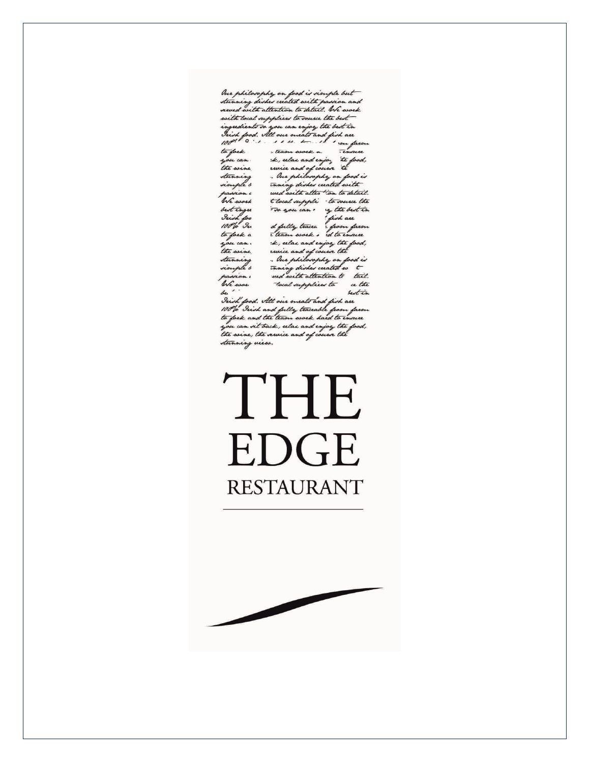*Our philosophy on food is simple but stunning dishes created with passion and served with attention to detail. We work with local suppliers to source the best ingredients so you can enjoy the best in Irish food. All our meats and fish are 100% Irish and fully traceable from farm to fork and the team work hard to ensure you can sit back, relax and enjoy the food, the wine, the service and of course the stunning view.*

# THE EDGE

## RESTAURANT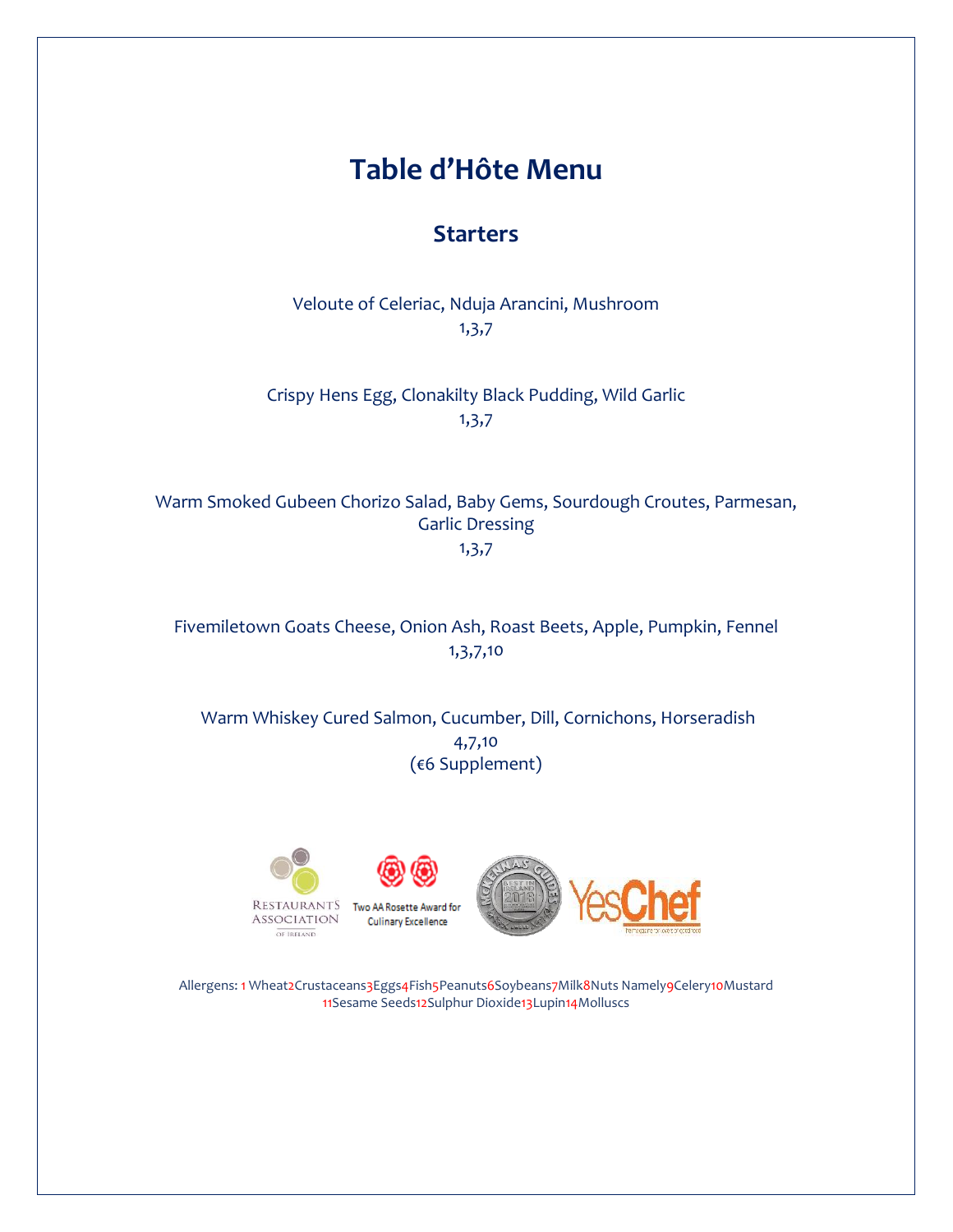# Table d'Hôte Menu

## Starters

Veloute of Celeriac, Nduja Arancini, Mushroom
1,3,7

Crispy Hens Egg, Clonakilty Black Pudding, Wild Garlic
1,3,7

Warm Smoked Gubeen Chorizo Salad, Baby Gems, Sourdough Croutes, Parmesan, Garlic Dressing
1,3,7

Fivemiletown Goats Cheese, Onion Ash, Roast Beets, Apple, Pumpkin, Fennel
1,3,7,10

Warm Whiskey Cured Salmon, Cucumber, Dill, Cornichons, Horseradish
4,7,10
(€6 Supplement)

Restaurants Association of Ireland

Two AA Rosette Award for Culinary Excellence

YesChef

Allergens: 1 Wheat 2 Crustaceans 3 Eggs 4 Fish 5 Peanuts 6 Soybeans 7 Milk 8 Nuts Namely 9 Celery 10 Mustard 11 Sesame Seeds 12 Sulphur Dioxide 13 Lupin 14 Molluscs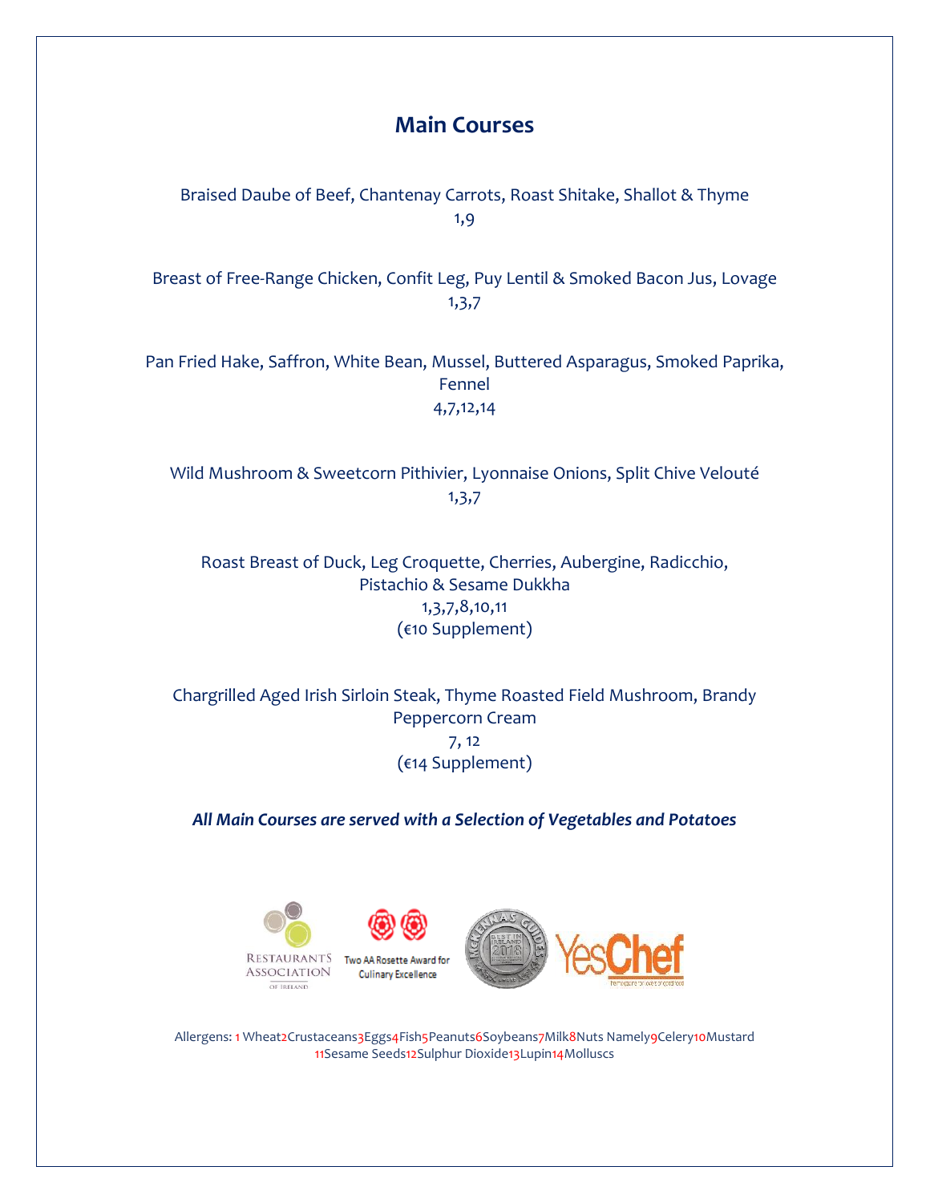## Main Courses

Braised Daube of Beef, Chantenay Carrots, Roast Shitake, Shallot & Thyme
1,9

Breast of Free-Range Chicken, Confit Leg, Puy Lentil & Smoked Bacon Jus, Lovage
1,3,7

Pan Fried Hake, Saffron, White Bean, Mussel, Buttered Asparagus, Smoked Paprika, Fennel
4,7,12,14

Wild Mushroom & Sweetcorn Pithivier, Lyonnaise Onions, Split Chive Velouté
1,3,7

Roast Breast of Duck, Leg Croquette, Cherries, Aubergine, Radicchio, Pistachio & Sesame Dukkha
1,3,7,8,10,11
(€10 Supplement)

Chargrilled Aged Irish Sirloin Steak, Thyme Roasted Field Mushroom, Brandy Peppercorn Cream
7, 12
(€14 Supplement)

***All Main Courses are served with a Selection of Vegetables and Potatoes***

Restaurants Association of Ireland

Two AA Rosette Award for Culinary Excellence

McKennas' Guides Best in Ireland 2018

YesChef

Allergens: 1 Wheat 2 Crustaceans 3 Eggs 4 Fish 5 Peanuts 6 Soybeans 7 Milk 8 Nuts Namely 9 Celery 10 Mustard 11 Sesame Seeds 12 Sulphur Dioxide 13 Lupin 14 Molluscs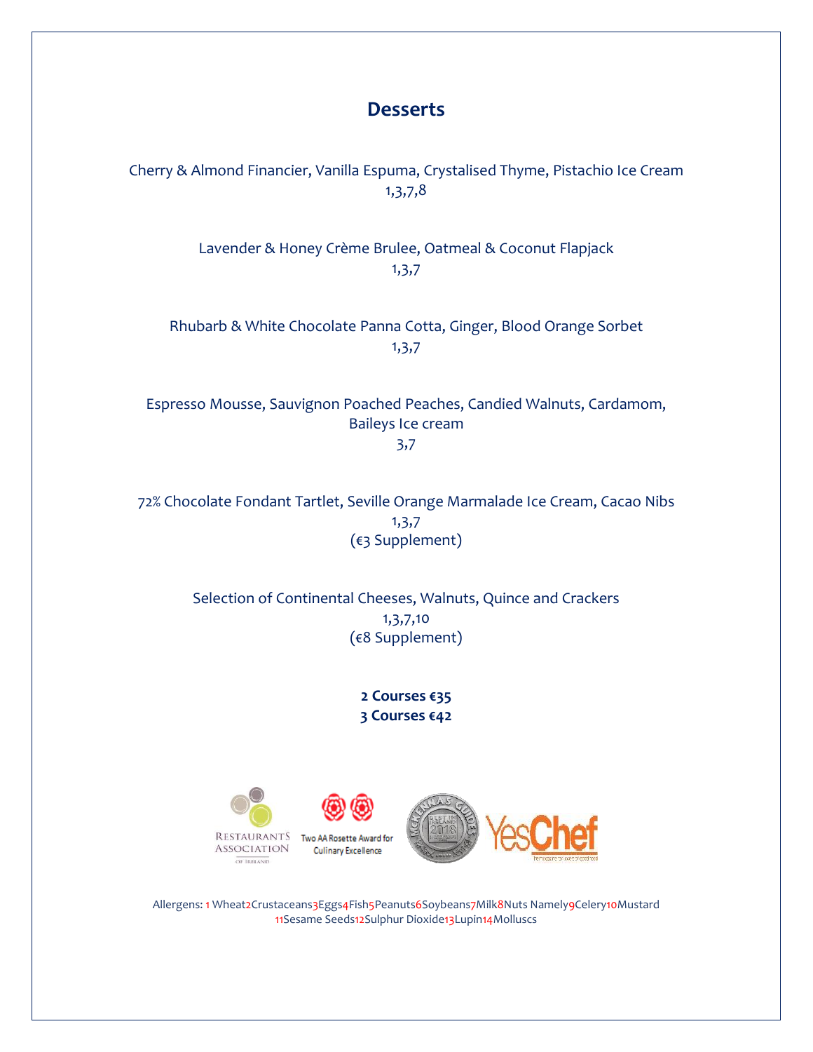## Desserts

Cherry & Almond Financier, Vanilla Espuma, Crystalised Thyme, Pistachio Ice Cream
1,3,7,8

Lavender & Honey Crème Brulee, Oatmeal & Coconut Flapjack
1,3,7

Rhubarb & White Chocolate Panna Cotta, Ginger, Blood Orange Sorbet
1,3,7

Espresso Mousse, Sauvignon Poached Peaches, Candied Walnuts, Cardamom, Baileys Ice cream
3,7

72% Chocolate Fondant Tartlet, Seville Orange Marmalade Ice Cream, Cacao Nibs
1,3,7
(€3 Supplement)

Selection of Continental Cheeses, Walnuts, Quince and Crackers
1,3,7,10
(€8 Supplement)

**2 Courses €35**
**3 Courses €42**

Restaurants Association of Ireland

Two AA Rosette Award for Culinary Excellence

YesChef

Allergens: 1 Wheat 2 Crustaceans 3 Eggs 4 Fish 5 Peanuts 6 Soybeans 7 Milk 8 Nuts Namely 9 Celery 10 Mustard 11 Sesame Seeds 12 Sulphur Dioxide 13 Lupin 14 Molluscs